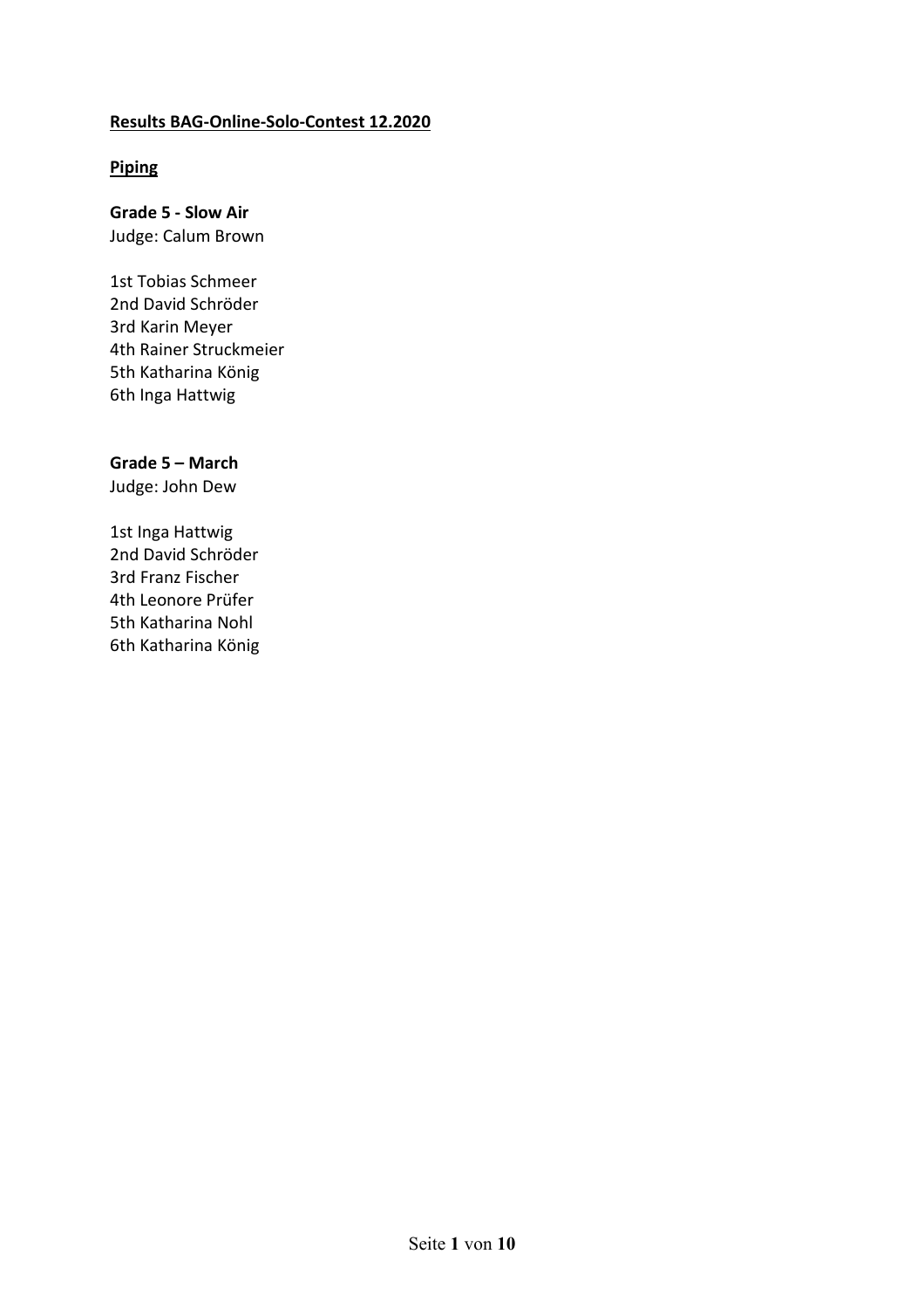**Results BAG-Online-Solo-Contest 12.2020**

**Piping**

**Grade 5 - Slow Air**
Judge: Calum Brown

1st Tobias Schmeer
2nd David Schröder
3rd Karin Meyer
4th Rainer Struckmeier
5th Katharina König
6th Inga Hattwig

**Grade 5 – March**
Judge: John Dew

1st Inga Hattwig
2nd David Schröder
3rd Franz Fischer
4th Leonore Prüfer
5th Katharina Nohl
6th Katharina König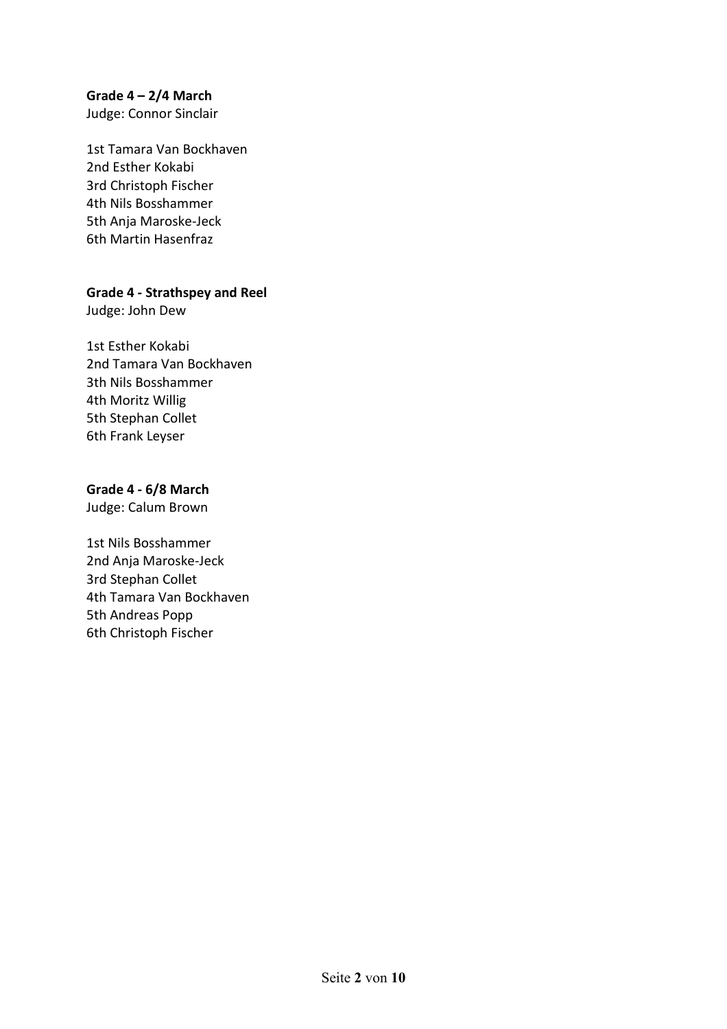**Grade 4 – 2/4 March**
Judge: Connor Sinclair

1st Tamara Van Bockhaven
2nd Esther Kokabi
3rd Christoph Fischer
4th Nils Bosshammer
5th Anja Maroske-Jeck
6th Martin Hasenfraz

**Grade 4 - Strathspey and Reel**
Judge: John Dew

1st Esther Kokabi
2nd Tamara Van Bockhaven
3th Nils Bosshammer
4th Moritz Willig
5th Stephan Collet
6th Frank Leyser

**Grade 4 - 6/8 March**
Judge: Calum Brown

1st Nils Bosshammer
2nd Anja Maroske-Jeck
3rd Stephan Collet
4th Tamara Van Bockhaven
5th Andreas Popp
6th Christoph Fischer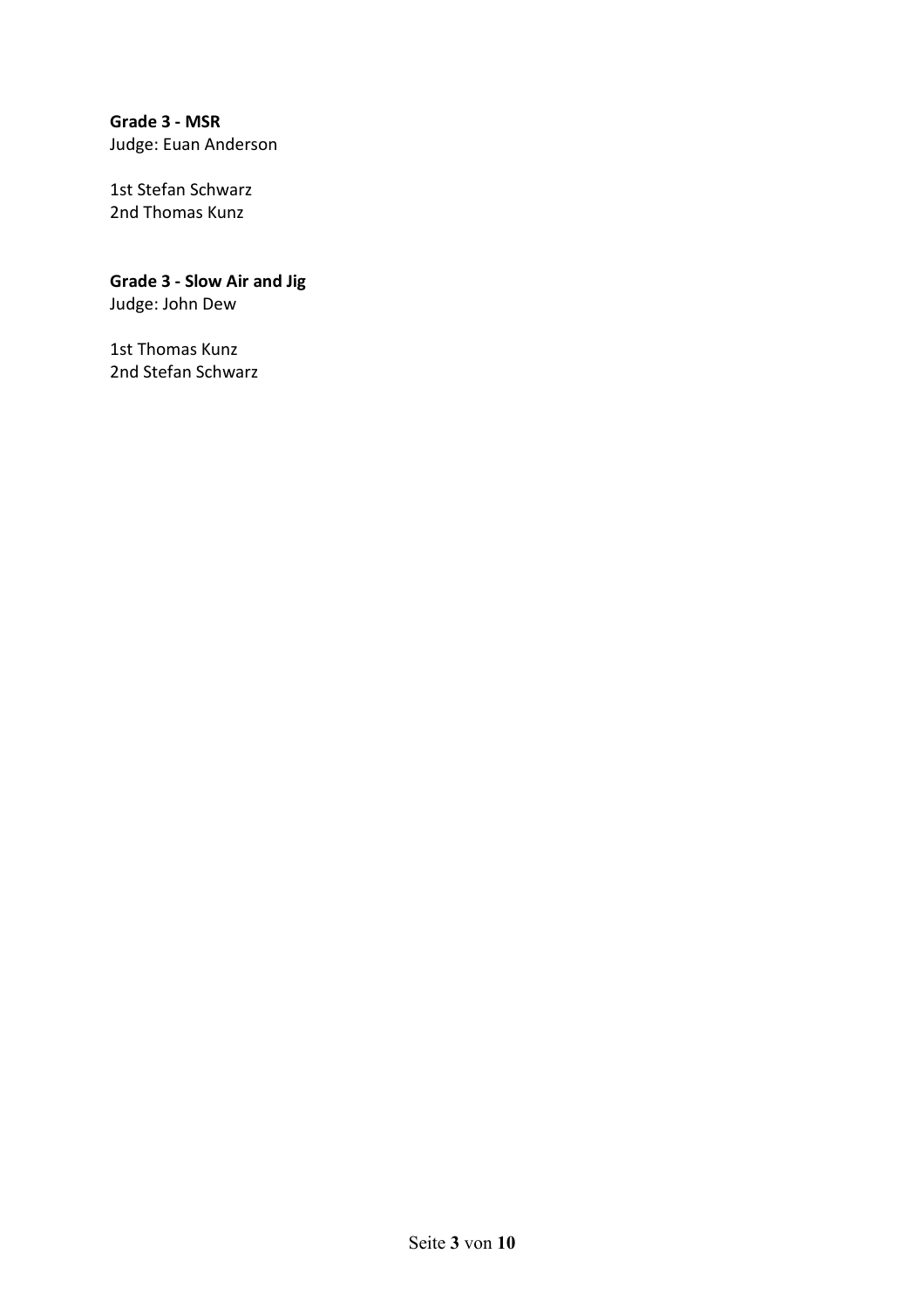**Grade 3 - MSR**
Judge: Euan Anderson

1st Stefan Schwarz
2nd Thomas Kunz

**Grade 3 - Slow Air and Jig**
Judge: John Dew

1st Thomas Kunz
2nd Stefan Schwarz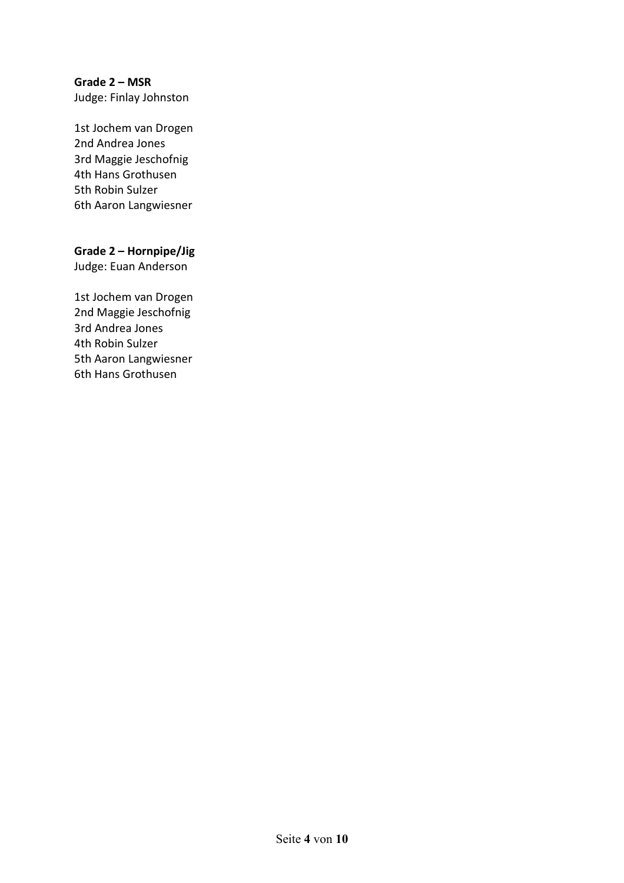**Grade 2 – MSR**
Judge: Finlay Johnston

1st Jochem van Drogen
2nd Andrea Jones
3rd Maggie Jeschofnig
4th Hans Grothusen
5th Robin Sulzer
6th Aaron Langwiesner

**Grade 2 – Hornpipe/Jig**
Judge: Euan Anderson

1st Jochem van Drogen
2nd Maggie Jeschofnig
3rd Andrea Jones
4th Robin Sulzer
5th Aaron Langwiesner
6th Hans Grothusen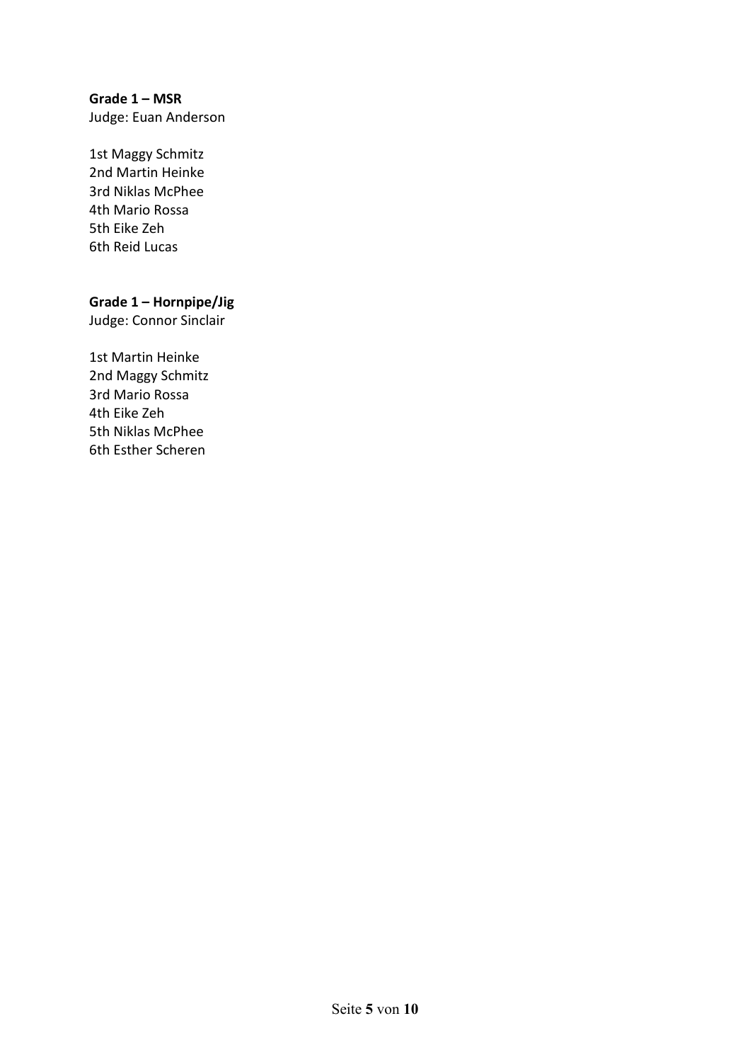**Grade 1 – MSR**
Judge: Euan Anderson

1st Maggy Schmitz
2nd Martin Heinke
3rd Niklas McPhee
4th Mario Rossa
5th Eike Zeh
6th Reid Lucas

**Grade 1 – Hornpipe/Jig**
Judge: Connor Sinclair

1st Martin Heinke
2nd Maggy Schmitz
3rd Mario Rossa
4th Eike Zeh
5th Niklas McPhee
6th Esther Scheren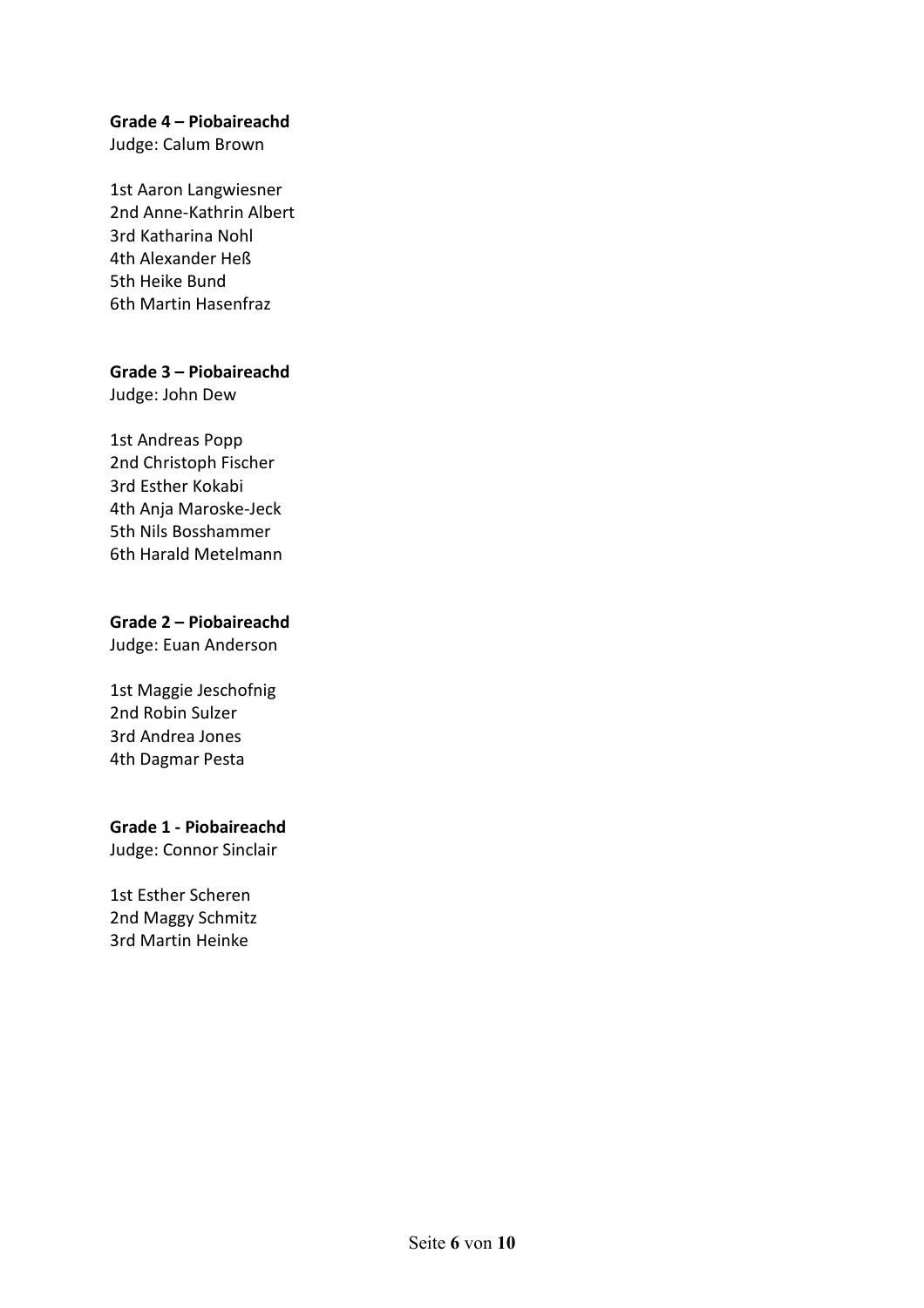**Grade 4 – Piobaireachd**
Judge: Calum Brown

1st Aaron Langwiesner
2nd Anne-Kathrin Albert
3rd Katharina Nohl
4th Alexander Heß
5th Heike Bund
6th Martin Hasenfraz

**Grade 3 – Piobaireachd**
Judge: John Dew

1st Andreas Popp
2nd Christoph Fischer
3rd Esther Kokabi
4th Anja Maroske-Jeck
5th Nils Bosshammer
6th Harald Metelmann

**Grade 2 – Piobaireachd**
Judge: Euan Anderson

1st Maggie Jeschofnig
2nd Robin Sulzer
3rd Andrea Jones
4th Dagmar Pesta

**Grade 1 - Piobaireachd**
Judge: Connor Sinclair

1st Esther Scheren
2nd Maggy Schmitz
3rd Martin Heinke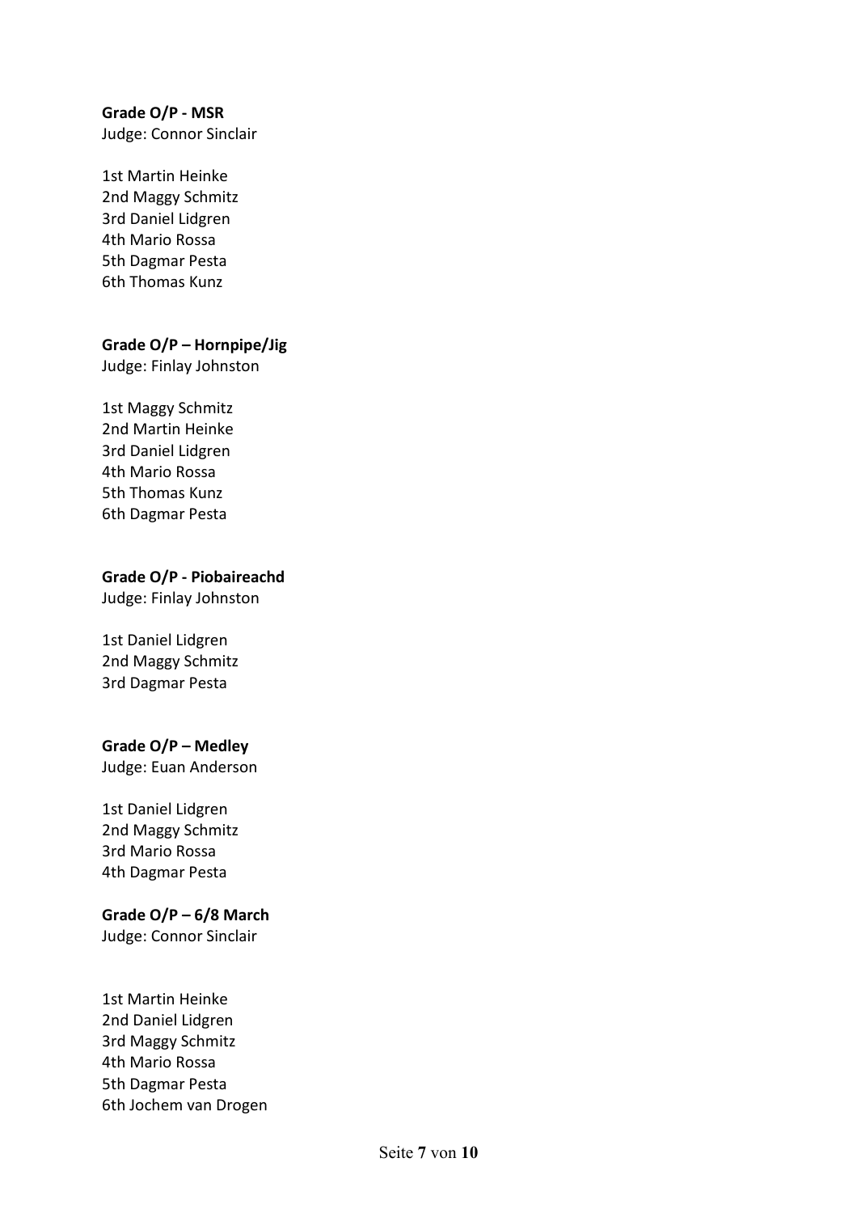**Grade O/P - MSR**
Judge: Connor Sinclair

1st Martin Heinke
2nd Maggy Schmitz
3rd Daniel Lidgren
4th Mario Rossa
5th Dagmar Pesta
6th Thomas Kunz

**Grade O/P – Hornpipe/Jig**
Judge: Finlay Johnston

1st Maggy Schmitz
2nd Martin Heinke
3rd Daniel Lidgren
4th Mario Rossa
5th Thomas Kunz
6th Dagmar Pesta

**Grade O/P - Piobaireachd**
Judge: Finlay Johnston

1st Daniel Lidgren
2nd Maggy Schmitz
3rd Dagmar Pesta

**Grade O/P – Medley**
Judge: Euan Anderson

1st Daniel Lidgren
2nd Maggy Schmitz
3rd Mario Rossa
4th Dagmar Pesta

**Grade O/P – 6/8 March**
Judge: Connor Sinclair

1st Martin Heinke
2nd Daniel Lidgren
3rd Maggy Schmitz
4th Mario Rossa
5th Dagmar Pesta
6th Jochem van Drogen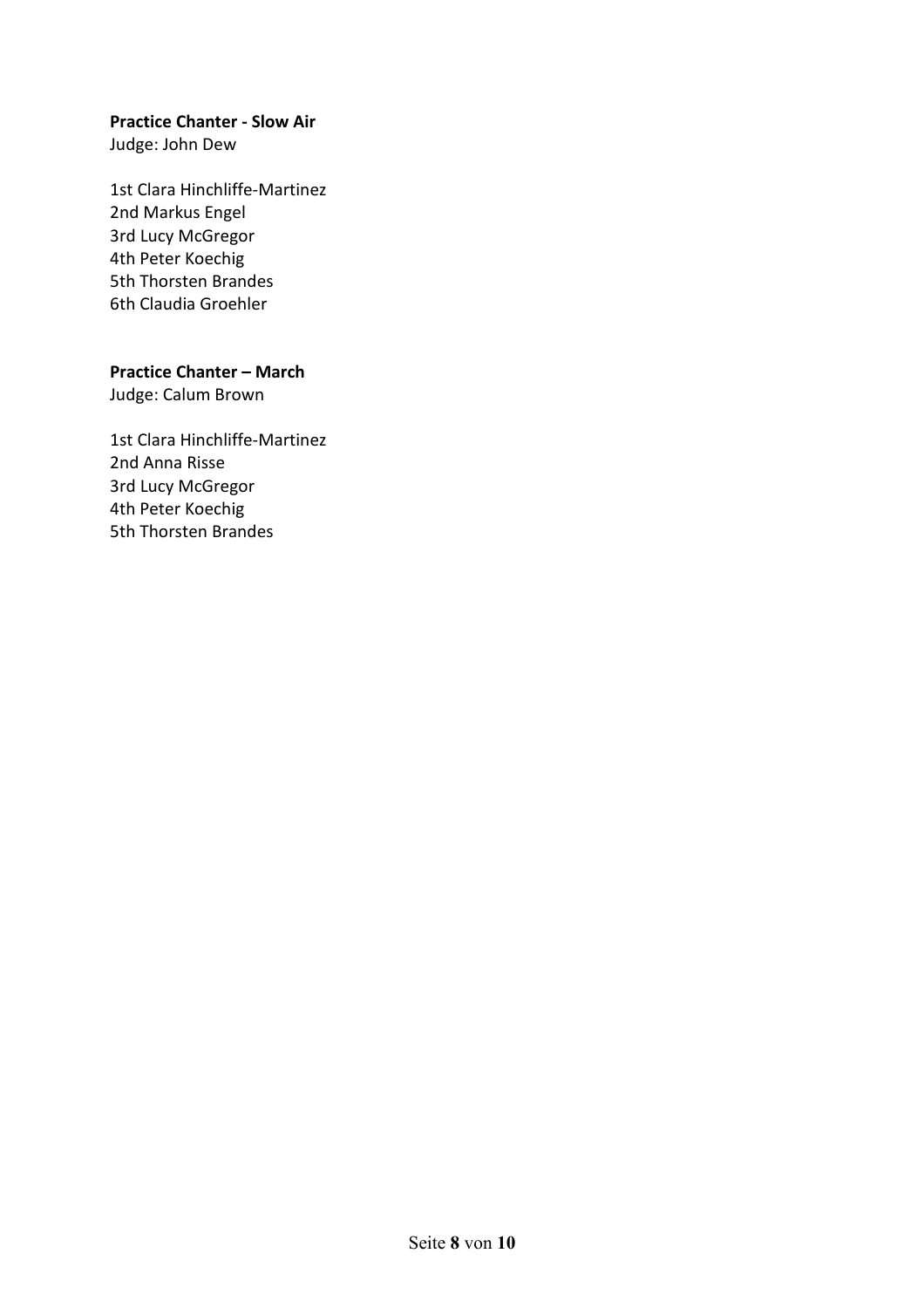**Practice Chanter - Slow Air**
Judge: John Dew

1st Clara Hinchliffe-Martinez
2nd Markus Engel
3rd Lucy McGregor
4th Peter Koechig
5th Thorsten Brandes
6th Claudia Groehler

**Practice Chanter – March**
Judge: Calum Brown

1st Clara Hinchliffe-Martinez
2nd Anna Risse
3rd Lucy McGregor
4th Peter Koechig
5th Thorsten Brandes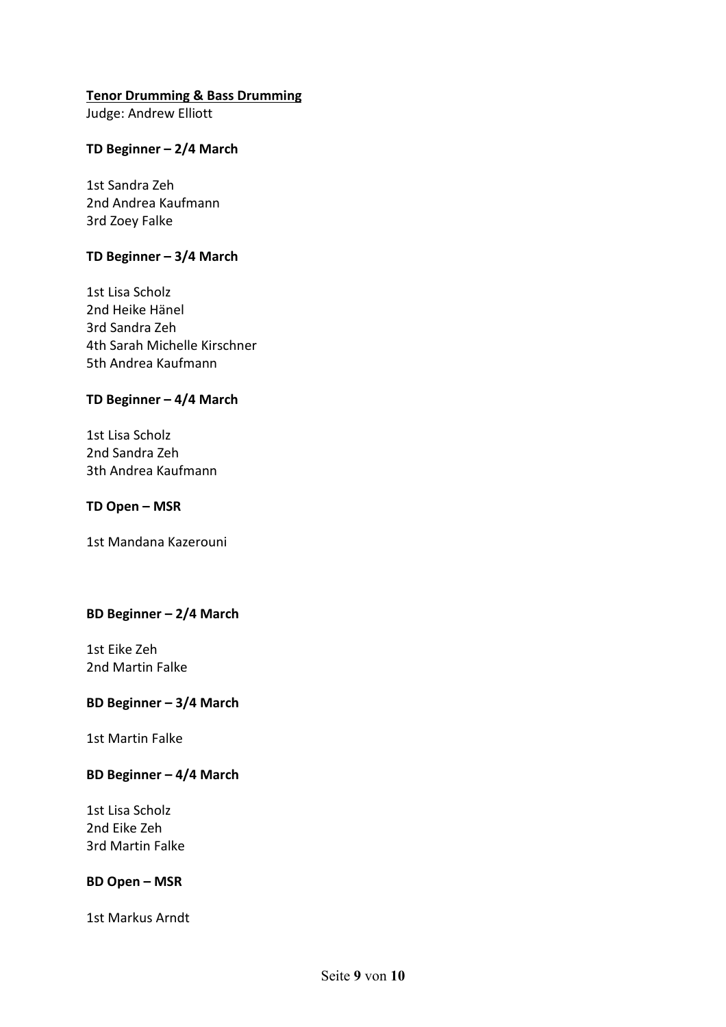**<u>Tenor Drumming & Bass Drumming</u>**

Judge: Andrew Elliott

**TD Beginner – 2/4 March**

1st Sandra Zeh
2nd Andrea Kaufmann
3rd Zoey Falke

**TD Beginner – 3/4 March**

1st Lisa Scholz
2nd Heike Hänel
3rd Sandra Zeh
4th Sarah Michelle Kirschner
5th Andrea Kaufmann

**TD Beginner – 4/4 March**

1st Lisa Scholz
2nd Sandra Zeh
3th Andrea Kaufmann

**TD Open – MSR**

1st Mandana Kazerouni

**BD Beginner – 2/4 March**

1st Eike Zeh
2nd Martin Falke

**BD Beginner – 3/4 March**

1st Martin Falke

**BD Beginner – 4/4 March**

1st Lisa Scholz
2nd Eike Zeh
3rd Martin Falke

**BD Open – MSR**

1st Markus Arndt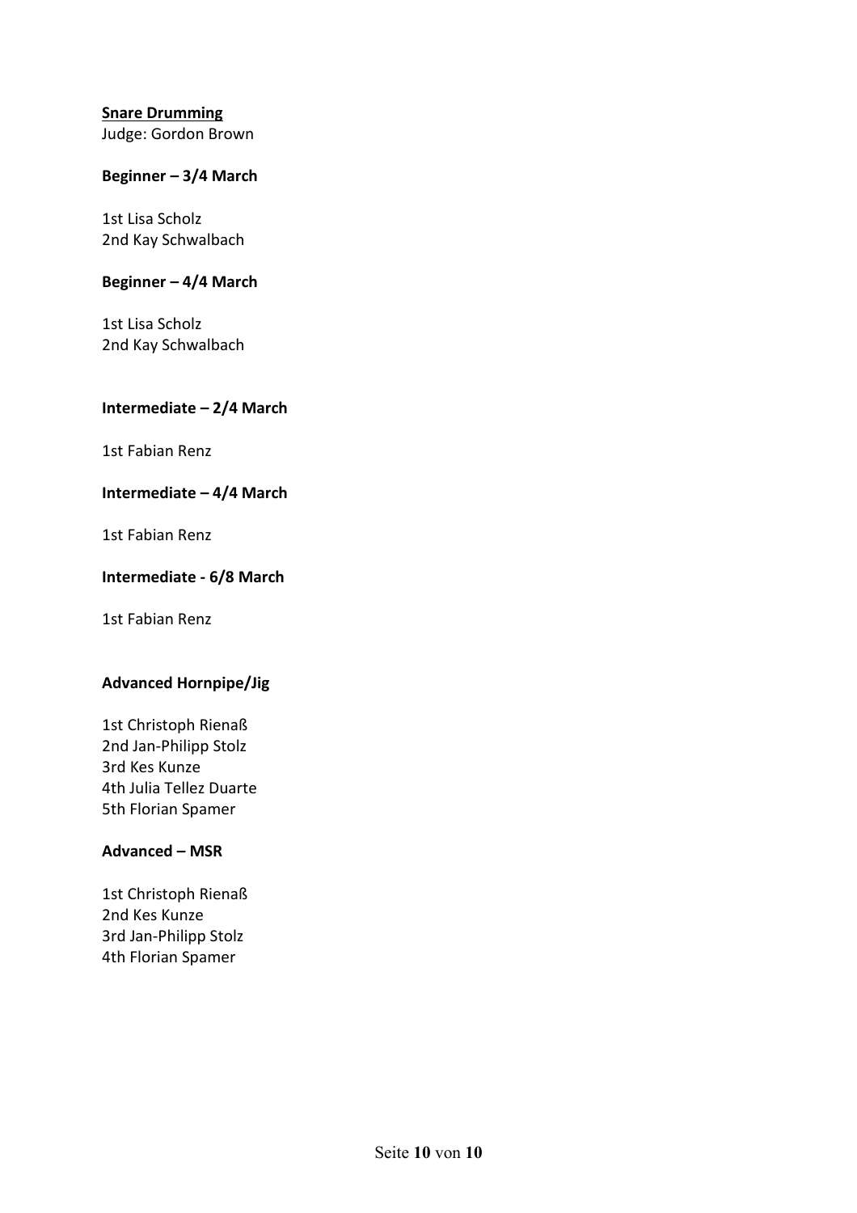**Snare Drumming**

Judge: Gordon Brown

**Beginner – 3/4 March**

1st Lisa Scholz
2nd Kay Schwalbach

**Beginner – 4/4 March**

1st Lisa Scholz
2nd Kay Schwalbach

**Intermediate – 2/4 March**

1st Fabian Renz

**Intermediate – 4/4 March**

1st Fabian Renz

**Intermediate - 6/8 March**

1st Fabian Renz

**Advanced Hornpipe/Jig**

1st Christoph Rienaß
2nd Jan-Philipp Stolz
3rd Kes Kunze
4th Julia Tellez Duarte
5th Florian Spamer

**Advanced – MSR**

1st Christoph Rienaß
2nd Kes Kunze
3rd Jan-Philipp Stolz
4th Florian Spamer